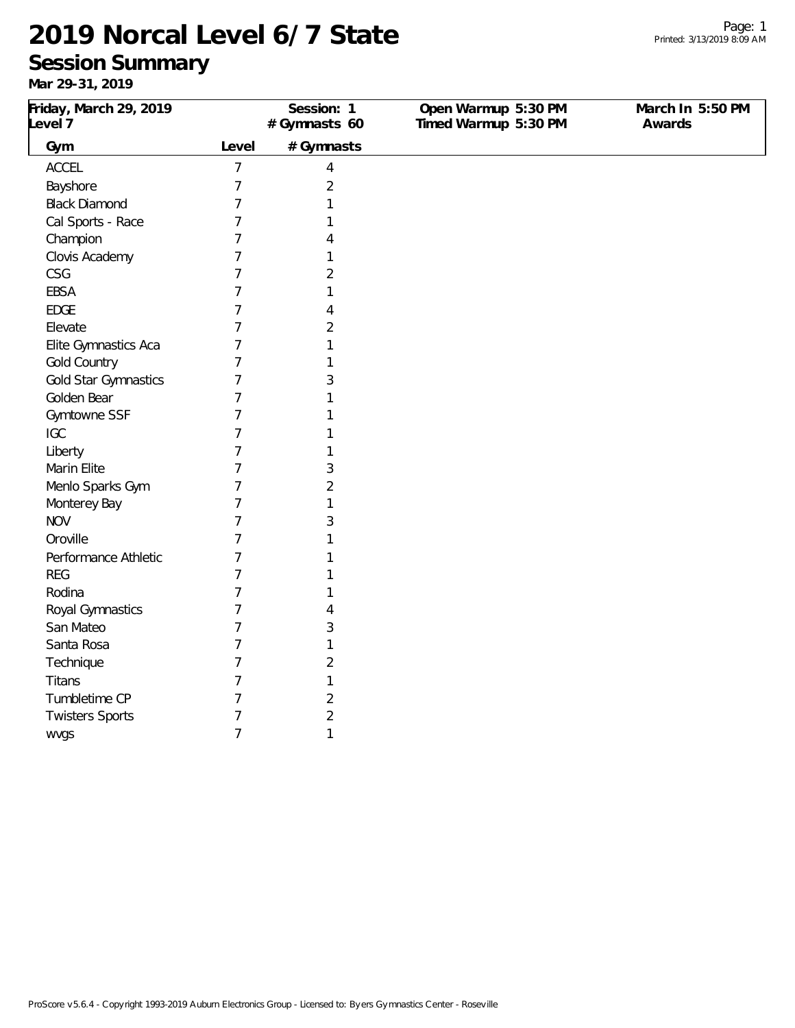# 2019 Norcal Level 6/7 State

## Session Summary

**Mar 29-31, 2019**

Printed: 3/13/2019 8:09 AM

| Friday, March 29, 2019 Level 7 | Session: 1 # Gymnasts 60 | Open Warmup 5:30 PM Timed Warmup 5:30 PM | March In 5:50 PM Awards |
|---|---|---|---|

| Gym | Level | # Gymnasts |
|---|---|---|
| ACCEL | 7 | 4 |
| Bayshore | 7 | 2 |
| Black Diamond | 7 | 1 |
| Cal Sports - Race | 7 | 1 |
| Champion | 7 | 4 |
| Clovis Academy | 7 | 1 |
| CSG | 7 | 2 |
| EBSA | 7 | 1 |
| EDGE | 7 | 4 |
| Elevate | 7 | 2 |
| Elite Gymnastics Aca | 7 | 1 |
| Gold Country | 7 | 1 |
| Gold Star Gymnastics | 7 | 3 |
| Golden Bear | 7 | 1 |
| Gymtowne SSF | 7 | 1 |
| IGC | 7 | 1 |
| Liberty | 7 | 1 |
| Marin Elite | 7 | 3 |
| Menlo Sparks Gym | 7 | 2 |
| Monterey Bay | 7 | 1 |
| NOV | 7 | 3 |
| Oroville | 7 | 1 |
| Performance Athletic | 7 | 1 |
| REG | 7 | 1 |
| Rodina | 7 | 1 |
| Royal Gymnastics | 7 | 4 |
| San Mateo | 7 | 3 |
| Santa Rosa | 7 | 1 |
| Technique | 7 | 2 |
| Titans | 7 | 1 |
| Tumbletime CP | 7 | 2 |
| Twisters Sports | 7 | 2 |
| wvgs | 7 | 1 |

ProScore v5.6.4 - Copyright 1993-2019 Auburn Electronics Group - Licensed to: Byers Gymnastics Center - Roseville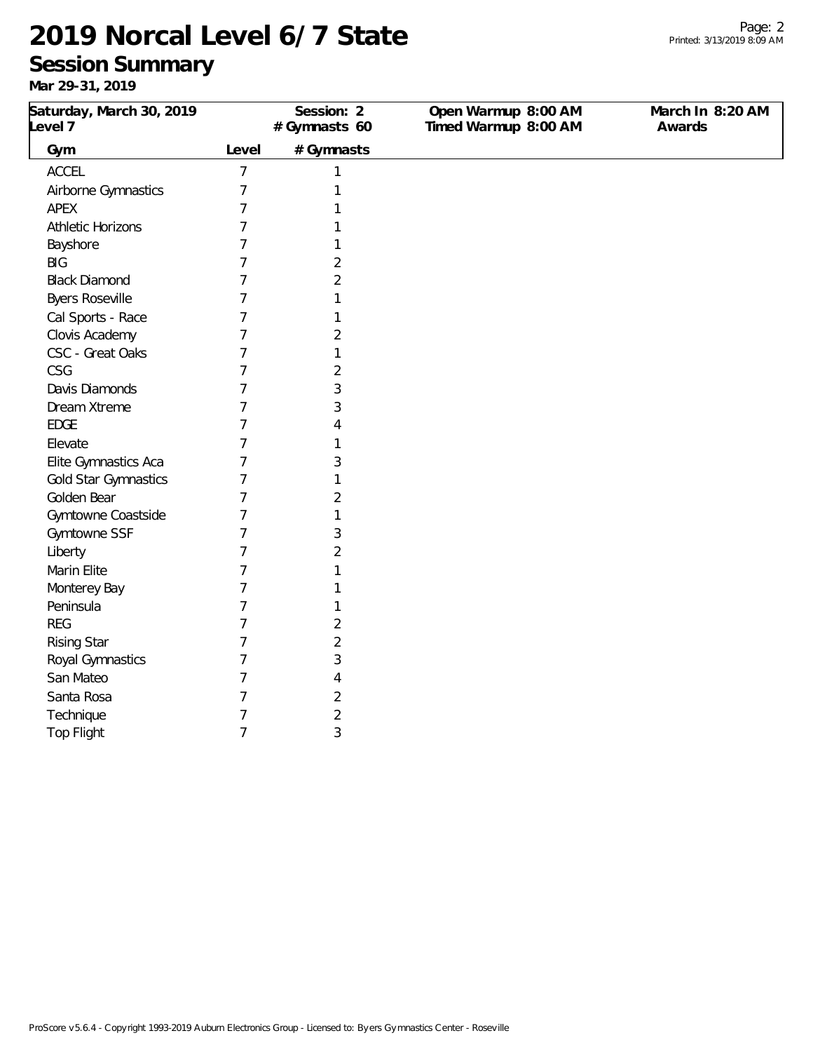# 2019 Norcal Level 6/7 State

## Session Summary

**Mar 29-31, 2019**

| Saturday, March 30, 2019 | Session: 2 | Open Warmup 8:00 AM | March In 8:20 AM |
|---|---|---|---|
| Level 7 | # Gymnasts 60 | Timed Warmup 8:00 AM | Awards |

| Gym | Level | # Gymnasts |
|---|---|---|
| ACCEL | 7 | 1 |
| Airborne Gymnastics | 7 | 1 |
| APEX | 7 | 1 |
| Athletic Horizons | 7 | 1 |
| Bayshore | 7 | 1 |
| BIG | 7 | 2 |
| Black Diamond | 7 | 2 |
| Byers Roseville | 7 | 1 |
| Cal Sports - Race | 7 | 1 |
| Clovis Academy | 7 | 2 |
| CSC - Great Oaks | 7 | 1 |
| CSG | 7 | 2 |
| Davis Diamonds | 7 | 3 |
| Dream Xtreme | 7 | 3 |
| EDGE | 7 | 4 |
| Elevate | 7 | 1 |
| Elite Gymnastics Aca | 7 | 3 |
| Gold Star Gymnastics | 7 | 1 |
| Golden Bear | 7 | 2 |
| Gymtowne Coastside | 7 | 1 |
| Gymtowne SSF | 7 | 3 |
| Liberty | 7 | 2 |
| Marin Elite | 7 | 1 |
| Monterey Bay | 7 | 1 |
| Peninsula | 7 | 1 |
| REG | 7 | 2 |
| Rising Star | 7 | 2 |
| Royal Gymnastics | 7 | 3 |
| San Mateo | 7 | 4 |
| Santa Rosa | 7 | 2 |
| Technique | 7 | 2 |
| Top Flight | 7 | 3 |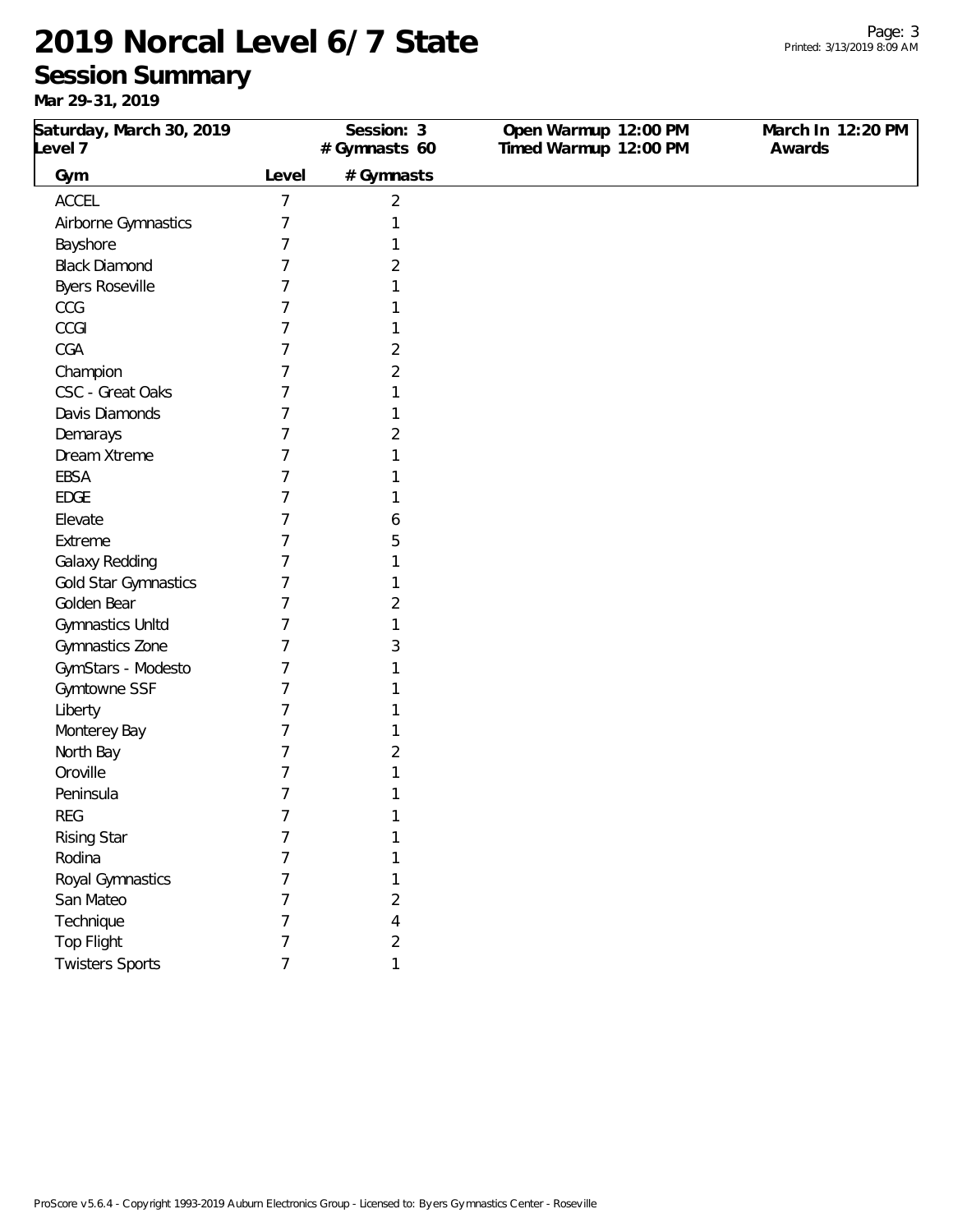# 2019 Norcal Level 6/7 State

## Session Summary

**Mar 29-31, 2019**

| Saturday, March 30, 2019 Level 7 | Session: 3 # Gymnasts 60 | Open Warmup 12:00 PM Timed Warmup 12:00 PM | March In 12:20 PM Awards |
|---|---|---|---|

| Gym | Level | # Gymnasts |
|---|---|---|
| ACCEL | 7 | 2 |
| Airborne Gymnastics | 7 | 1 |
| Bayshore | 7 | 1 |
| Black Diamond | 7 | 2 |
| Byers Roseville | 7 | 1 |
| CCG | 7 | 1 |
| CCGI | 7 | 1 |
| CGA | 7 | 2 |
| Champion | 7 | 2 |
| CSC - Great Oaks | 7 | 1 |
| Davis Diamonds | 7 | 1 |
| Demarays | 7 | 2 |
| Dream Xtreme | 7 | 1 |
| EBSA | 7 | 1 |
| EDGE | 7 | 1 |
| Elevate | 7 | 6 |
| Extreme | 7 | 5 |
| Galaxy Redding | 7 | 1 |
| Gold Star Gymnastics | 7 | 1 |
| Golden Bear | 7 | 2 |
| Gymnastics Unltd | 7 | 1 |
| Gymnastics Zone | 7 | 3 |
| GymStars - Modesto | 7 | 1 |
| Gymtowne SSF | 7 | 1 |
| Liberty | 7 | 1 |
| Monterey Bay | 7 | 1 |
| North Bay | 7 | 2 |
| Oroville | 7 | 1 |
| Peninsula | 7 | 1 |
| REG | 7 | 1 |
| Rising Star | 7 | 1 |
| Rodina | 7 | 1 |
| Royal Gymnastics | 7 | 1 |
| San Mateo | 7 | 2 |
| Technique | 7 | 4 |
| Top Flight | 7 | 2 |
| Twisters Sports | 7 | 1 |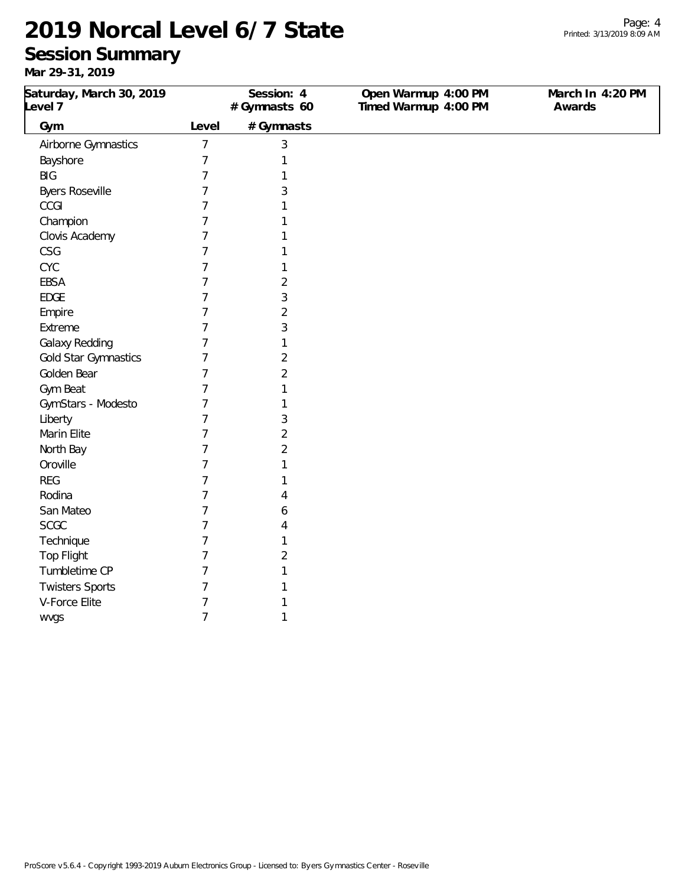# 2019 Norcal Level 6/7 State

## Session Summary

**Mar 29-31, 2019**

| Saturday, March 30, 2019 Level 7 | Session: 4 # Gymnasts 60 | Open Warmup 4:00 PM Timed Warmup 4:00 PM | March In 4:20 PM Awards |
|---|---|---|---|

| Gym | Level | # Gymnasts |
|---|---|---|
| Airborne Gymnastics | 7 | 3 |
| Bayshore | 7 | 1 |
| BIG | 7 | 1 |
| Byers Roseville | 7 | 3 |
| CCGI | 7 | 1 |
| Champion | 7 | 1 |
| Clovis Academy | 7 | 1 |
| CSG | 7 | 1 |
| CYC | 7 | 1 |
| EBSA | 7 | 2 |
| EDGE | 7 | 3 |
| Empire | 7 | 2 |
| Extreme | 7 | 3 |
| Galaxy Redding | 7 | 1 |
| Gold Star Gymnastics | 7 | 2 |
| Golden Bear | 7 | 2 |
| Gym Beat | 7 | 1 |
| GymStars - Modesto | 7 | 1 |
| Liberty | 7 | 3 |
| Marin Elite | 7 | 2 |
| North Bay | 7 | 2 |
| Oroville | 7 | 1 |
| REG | 7 | 1 |
| Rodina | 7 | 4 |
| San Mateo | 7 | 6 |
| SCGC | 7 | 4 |
| Technique | 7 | 1 |
| Top Flight | 7 | 2 |
| Tumbletime CP | 7 | 1 |
| Twisters Sports | 7 | 1 |
| V-Force Elite | 7 | 1 |
| wvgs | 7 | 1 |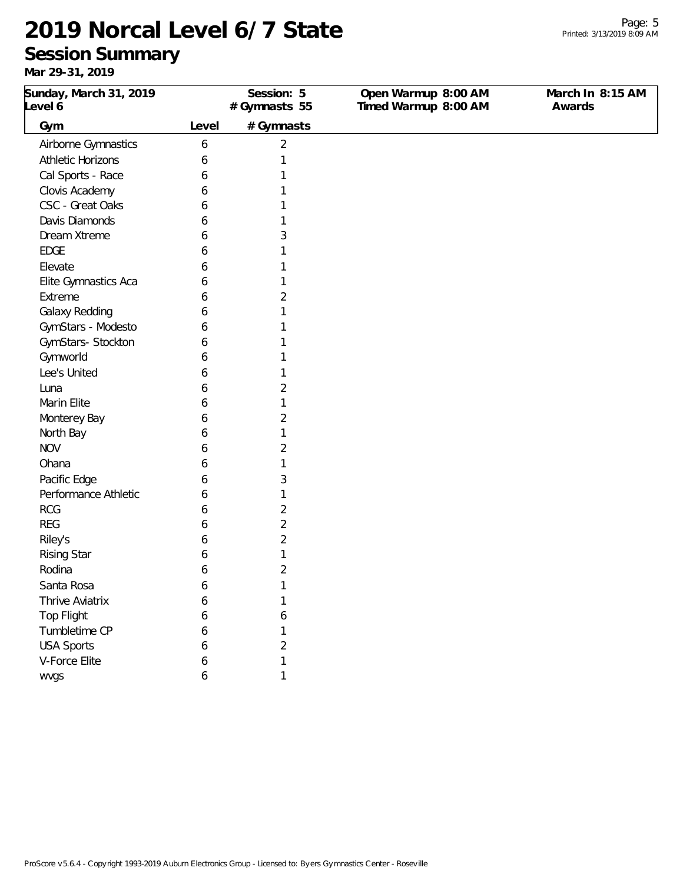# 2019 Norcal Level 6/7 State

## Session Summary

**Mar 29-31, 2019**

| Sunday, March 31, 2019<br>Level 6 | Session: 5<br># Gymnasts 55 | Open Warmup 8:00 AM<br>Timed Warmup 8:00 AM | March In 8:15 AM<br>Awards |
|---|---|---|---|

| Gym | Level | # Gymnasts |
|---|---|---|
| Airborne Gymnastics | 6 | 2 |
| Athletic Horizons | 6 | 1 |
| Cal Sports - Race | 6 | 1 |
| Clovis Academy | 6 | 1 |
| CSC - Great Oaks | 6 | 1 |
| Davis Diamonds | 6 | 1 |
| Dream Xtreme | 6 | 3 |
| EDGE | 6 | 1 |
| Elevate | 6 | 1 |
| Elite Gymnastics Aca | 6 | 1 |
| Extreme | 6 | 2 |
| Galaxy Redding | 6 | 1 |
| GymStars - Modesto | 6 | 1 |
| GymStars- Stockton | 6 | 1 |
| Gymworld | 6 | 1 |
| Lee's United | 6 | 1 |
| Luna | 6 | 2 |
| Marin Elite | 6 | 1 |
| Monterey Bay | 6 | 2 |
| North Bay | 6 | 1 |
| NOV | 6 | 2 |
| Ohana | 6 | 1 |
| Pacific Edge | 6 | 3 |
| Performance Athletic | 6 | 1 |
| RCG | 6 | 2 |
| REG | 6 | 2 |
| Riley's | 6 | 2 |
| Rising Star | 6 | 1 |
| Rodina | 6 | 2 |
| Santa Rosa | 6 | 1 |
| Thrive Aviatrix | 6 | 1 |
| Top Flight | 6 | 6 |
| Tumbletime CP | 6 | 1 |
| USA Sports | 6 | 2 |
| V-Force Elite | 6 | 1 |
| wvgs | 6 | 1 |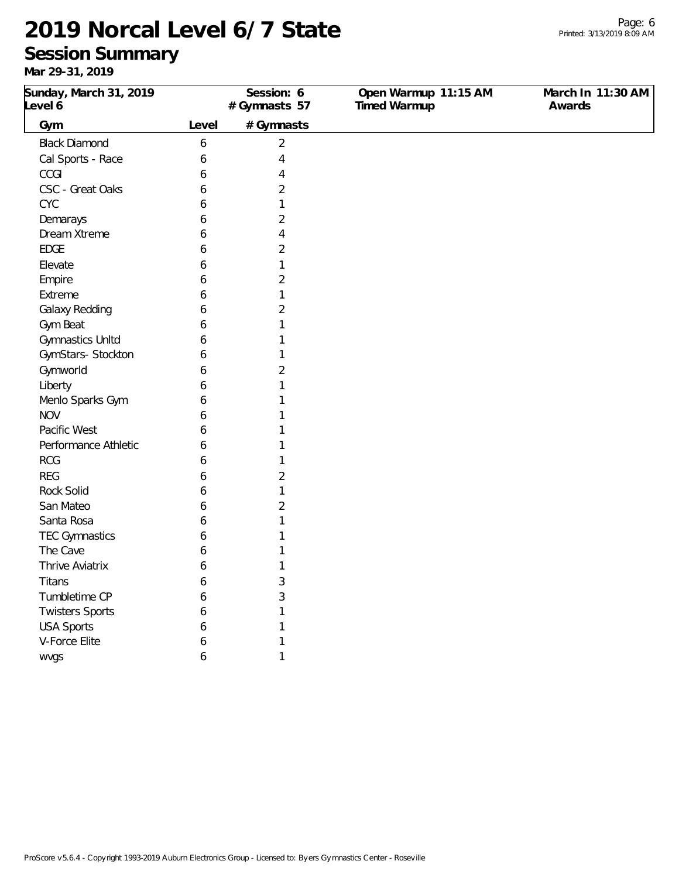# 2019 Norcal Level 6/7 State

## Session Summary

**Mar 29-31, 2019**

| Sunday, March 31, 2019 | Session: 6 | Open Warmup 11:15 AM | March In 11:30 AM |
|---|---|---|---|
| Level 6 | # Gymnasts 57 | Timed Warmup | Awards |

| Gym | Level | # Gymnasts |
|---|---|---|
| Black Diamond | 6 | 2 |
| Cal Sports - Race | 6 | 4 |
| CCGI | 6 | 4 |
| CSC - Great Oaks | 6 | 2 |
| CYC | 6 | 1 |
| Demarays | 6 | 2 |
| Dream Xtreme | 6 | 4 |
| EDGE | 6 | 2 |
| Elevate | 6 | 1 |
| Empire | 6 | 2 |
| Extreme | 6 | 1 |
| Galaxy Redding | 6 | 2 |
| Gym Beat | 6 | 1 |
| Gymnastics Unltd | 6 | 1 |
| GymStars- Stockton | 6 | 1 |
| Gymworld | 6 | 2 |
| Liberty | 6 | 1 |
| Menlo Sparks Gym | 6 | 1 |
| NOV | 6 | 1 |
| Pacific West | 6 | 1 |
| Performance Athletic | 6 | 1 |
| RCG | 6 | 1 |
| REG | 6 | 2 |
| Rock Solid | 6 | 1 |
| San Mateo | 6 | 2 |
| Santa Rosa | 6 | 1 |
| TEC Gymnastics | 6 | 1 |
| The Cave | 6 | 1 |
| Thrive Aviatrix | 6 | 1 |
| Titans | 6 | 3 |
| Tumbletime CP | 6 | 3 |
| Twisters Sports | 6 | 1 |
| USA Sports | 6 | 1 |
| V-Force Elite | 6 | 1 |
| wvgs | 6 | 1 |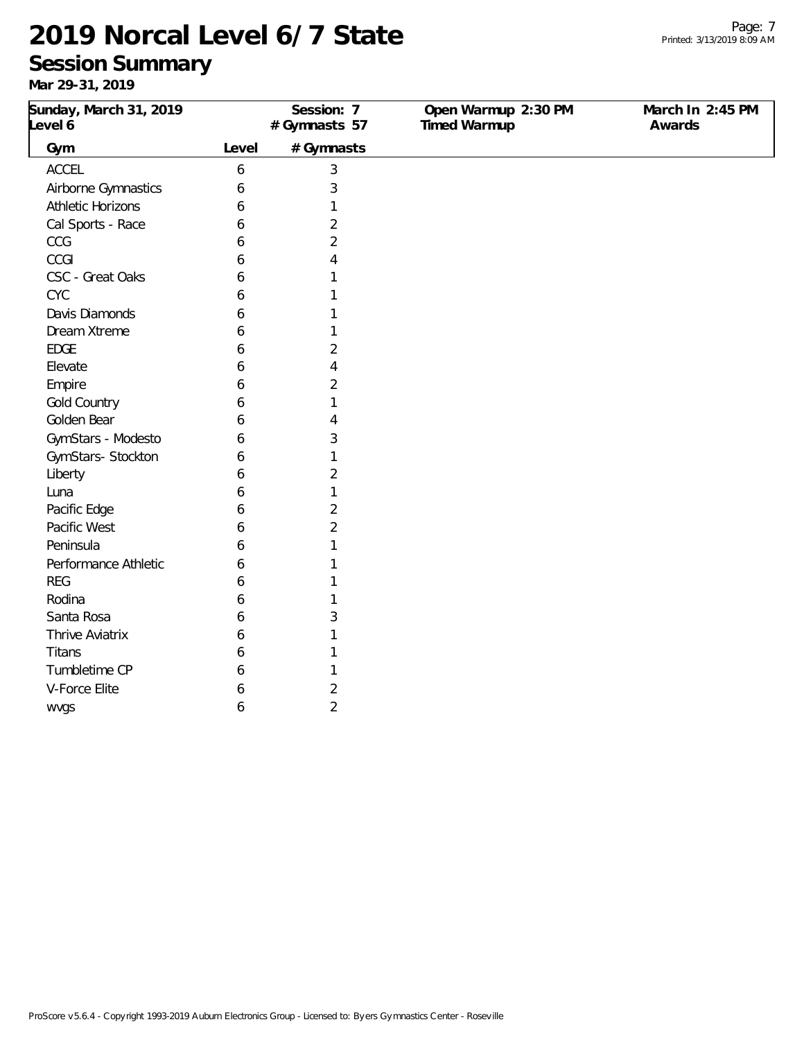# 2019 Norcal Level 6/7 State

## Session Summary

**Mar 29-31, 2019**

| Sunday, March 31, 2019 | Session: 7 | Open Warmup 2:30 PM | March In 2:45 PM |
|---|---|---|---|
| Level 6 | # Gymnasts 57 | Timed Warmup | Awards |

| Gym | Level | # Gymnasts |
|---|---|---|
| ACCEL | 6 | 3 |
| Airborne Gymnastics | 6 | 3 |
| Athletic Horizons | 6 | 1 |
| Cal Sports - Race | 6 | 2 |
| CCG | 6 | 2 |
| CCGI | 6 | 4 |
| CSC - Great Oaks | 6 | 1 |
| CYC | 6 | 1 |
| Davis Diamonds | 6 | 1 |
| Dream Xtreme | 6 | 1 |
| EDGE | 6 | 2 |
| Elevate | 6 | 4 |
| Empire | 6 | 2 |
| Gold Country | 6 | 1 |
| Golden Bear | 6 | 4 |
| GymStars - Modesto | 6 | 3 |
| GymStars- Stockton | 6 | 1 |
| Liberty | 6 | 2 |
| Luna | 6 | 1 |
| Pacific Edge | 6 | 2 |
| Pacific West | 6 | 2 |
| Peninsula | 6 | 1 |
| Performance Athletic | 6 | 1 |
| REG | 6 | 1 |
| Rodina | 6 | 1 |
| Santa Rosa | 6 | 3 |
| Thrive Aviatrix | 6 | 1 |
| Titans | 6 | 1 |
| Tumbletime CP | 6 | 1 |
| V-Force Elite | 6 | 2 |
| wvgs | 6 | 2 |

ProScore v5.6.4 - Copyright 1993-2019 Auburn Electronics Group - Licensed to: Byers Gymnastics Center - Roseville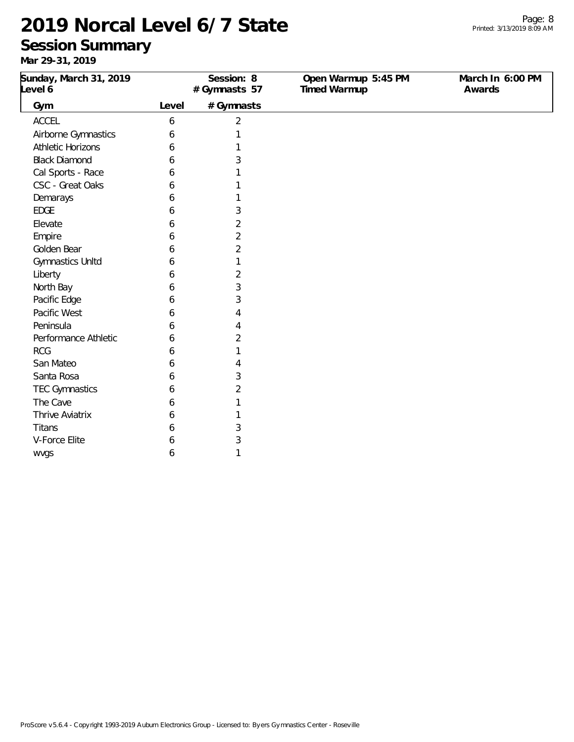# 2019 Norcal Level 6/7 State

## Session Summary

**Mar 29-31, 2019**

| Sunday, March 31, 2019<br>Level 6 | Session: 8<br># Gymnasts 57 | Open Warmup 5:45 PM<br>Timed Warmup | March In 6:00 PM<br>Awards |
|---|---|---|---|

| Gym | Level | # Gymnasts |
|---|---|---|
| ACCEL | 6 | 2 |
| Airborne Gymnastics | 6 | 1 |
| Athletic Horizons | 6 | 1 |
| Black Diamond | 6 | 3 |
| Cal Sports - Race | 6 | 1 |
| CSC - Great Oaks | 6 | 1 |
| Demarays | 6 | 1 |
| EDGE | 6 | 3 |
| Elevate | 6 | 2 |
| Empire | 6 | 2 |
| Golden Bear | 6 | 2 |
| Gymnastics Unltd | 6 | 1 |
| Liberty | 6 | 2 |
| North Bay | 6 | 3 |
| Pacific Edge | 6 | 3 |
| Pacific West | 6 | 4 |
| Peninsula | 6 | 4 |
| Performance Athletic | 6 | 2 |
| RCG | 6 | 1 |
| San Mateo | 6 | 4 |
| Santa Rosa | 6 | 3 |
| TEC Gymnastics | 6 | 2 |
| The Cave | 6 | 1 |
| Thrive Aviatrix | 6 | 1 |
| Titans | 6 | 3 |
| V-Force Elite | 6 | 3 |
| wvgs | 6 | 1 |

ProScore v5.6.4 - Copyright 1993-2019 Auburn Electronics Group - Licensed to: Byers Gymnastics Center - Roseville